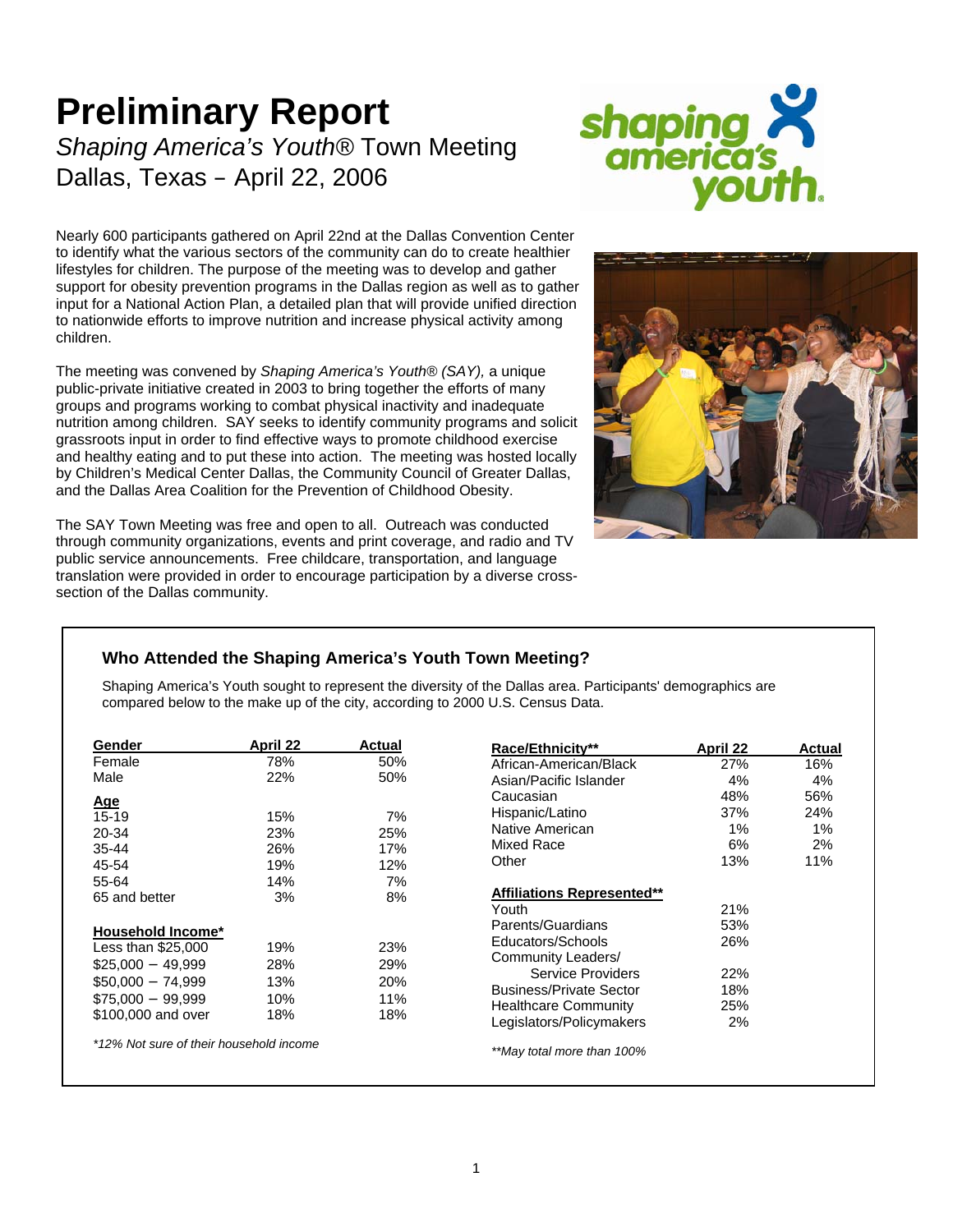# Preliminary Report

## *Shaping America's Youth*® Town Meeting Dallas, Texas – April 22, 2006

Nearly 600 participants gathered on April 22nd at the Dallas Convention Center to identify what the various sectors of the community can do to create healthier lifestyles for children. The purpose of the meeting was to develop and gather support for obesity prevention programs in the Dallas region as well as to gather input for a National Action Plan, a detailed plan that will provide unified direction to nationwide efforts to improve nutrition and increase physical activity among children.

The meeting was convened by *Shaping America's Youth® (SAY),* a unique public-private initiative created in 2003 to bring together the efforts of many groups and programs working to combat physical inactivity and inadequate nutrition among children. SAY seeks to identify community programs and solicit grassroots input in order to find effective ways to promote childhood exercise and healthy eating and to put these into action. The meeting was hosted locally by Children's Medical Center Dallas, the Community Council of Greater Dallas, and the Dallas Area Coalition for the Prevention of Childhood Obesity.

The SAY Town Meeting was free and open to all. Outreach was conducted through community organizations, events and print coverage, and radio and TV public service announcements. Free childcare, transportation, and language translation were provided in order to encourage participation by a diverse cross-section of the Dallas community.

### Who Attended the Shaping America's Youth Town Meeting?

Shaping America's Youth sought to represent the diversity of the Dallas area. Participants' demographics are compared below to the make up of the city, according to 2000 U.S. Census Data.

| Gender | April 22 | Actual |
|---|---|---|
| Female | 78% | 50% |
| Male | 22% | 50% |
| **Age** | | |
| 15-19 | 15% | 7% |
| 20-34 | 23% | 25% |
| 35-44 | 26% | 17% |
| 45-54 | 19% | 12% |
| 55-64 | 14% | 7% |
| 65 and better | 3% | 8% |
| **Household Income*** | | |
| Less than $25,000 | 19% | 23% |
| $25,000 – 49,999 | 28% | 29% |
| $50,000 – 74,999 | 13% | 20% |
| $75,000 – 99,999 | 10% | 11% |
| $100,000 and over | 18% | 18% |

*\*12% Not sure of their household income*

| Race/Ethnicity** | April 22 | Actual |
|---|---|---|
| African-American/Black | 27% | 16% |
| Asian/Pacific Islander | 4% | 4% |
| Caucasian | 48% | 56% |
| Hispanic/Latino | 37% | 24% |
| Native American | 1% | 1% |
| Mixed Race | 6% | 2% |
| Other | 13% | 11% |

| Affiliations Represented** | |
|---|---|
| Youth | 21% |
| Parents/Guardians | 53% |
| Educators/Schools | 26% |
| Community Leaders/ Service Providers | 22% |
| Business/Private Sector | 18% |
| Healthcare Community | 25% |
| Legislators/Policymakers | 2% |

*\*\*May total more than 100%*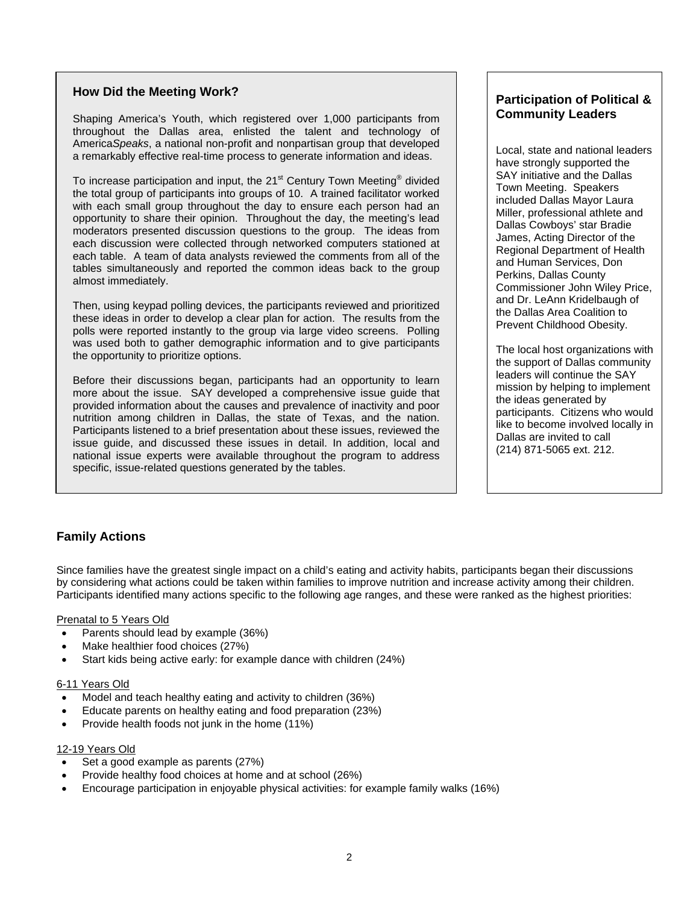## How Did the Meeting Work?

Shaping America's Youth, which registered over 1,000 participants from throughout the Dallas area, enlisted the talent and technology of America*Speaks*, a national non-profit and nonpartisan group that developed a remarkably effective real-time process to generate information and ideas.

To increase participation and input, the 21st Century Town Meeting® divided the total group of participants into groups of 10. A trained facilitator worked with each small group throughout the day to ensure each person had an opportunity to share their opinion. Throughout the day, the meeting's lead moderators presented discussion questions to the group. The ideas from each discussion were collected through networked computers stationed at each table. A team of data analysts reviewed the comments from all of the tables simultaneously and reported the common ideas back to the group almost immediately.

Then, using keypad polling devices, the participants reviewed and prioritized these ideas in order to develop a clear plan for action. The results from the polls were reported instantly to the group via large video screens. Polling was used both to gather demographic information and to give participants the opportunity to prioritize options.

Before their discussions began, participants had an opportunity to learn more about the issue. SAY developed a comprehensive issue guide that provided information about the causes and prevalence of inactivity and poor nutrition among children in Dallas, the state of Texas, and the nation. Participants listened to a brief presentation about these issues, reviewed the issue guide, and discussed these issues in detail. In addition, local and national issue experts were available throughout the program to address specific, issue-related questions generated by the tables.

## Participation of Political & Community Leaders

Local, state and national leaders have strongly supported the SAY initiative and the Dallas Town Meeting. Speakers included Dallas Mayor Laura Miller, professional athlete and Dallas Cowboys' star Bradie James, Acting Director of the Regional Department of Health and Human Services, Don Perkins, Dallas County Commissioner John Wiley Price, and Dr. LeAnn Kridelbaugh of the Dallas Area Coalition to Prevent Childhood Obesity.

The local host organizations with the support of Dallas community leaders will continue the SAY mission by helping to implement the ideas generated by participants. Citizens who would like to become involved locally in Dallas are invited to call (214) 871-5065 ext. 212.

## Family Actions

Since families have the greatest single impact on a child's eating and activity habits, participants began their discussions by considering what actions could be taken within families to improve nutrition and increase activity among their children. Participants identified many actions specific to the following age ranges, and these were ranked as the highest priorities:

<u>Prenatal to 5 Years Old</u>

- Parents should lead by example (36%)
- Make healthier food choices (27%)
- Start kids being active early: for example dance with children (24%)

<u>6-11 Years Old</u>

- Model and teach healthy eating and activity to children (36%)
- Educate parents on healthy eating and food preparation (23%)
- Provide health foods not junk in the home (11%)

<u>12-19 Years Old</u>

- Set a good example as parents (27%)
- Provide healthy food choices at home and at school (26%)
- Encourage participation in enjoyable physical activities: for example family walks (16%)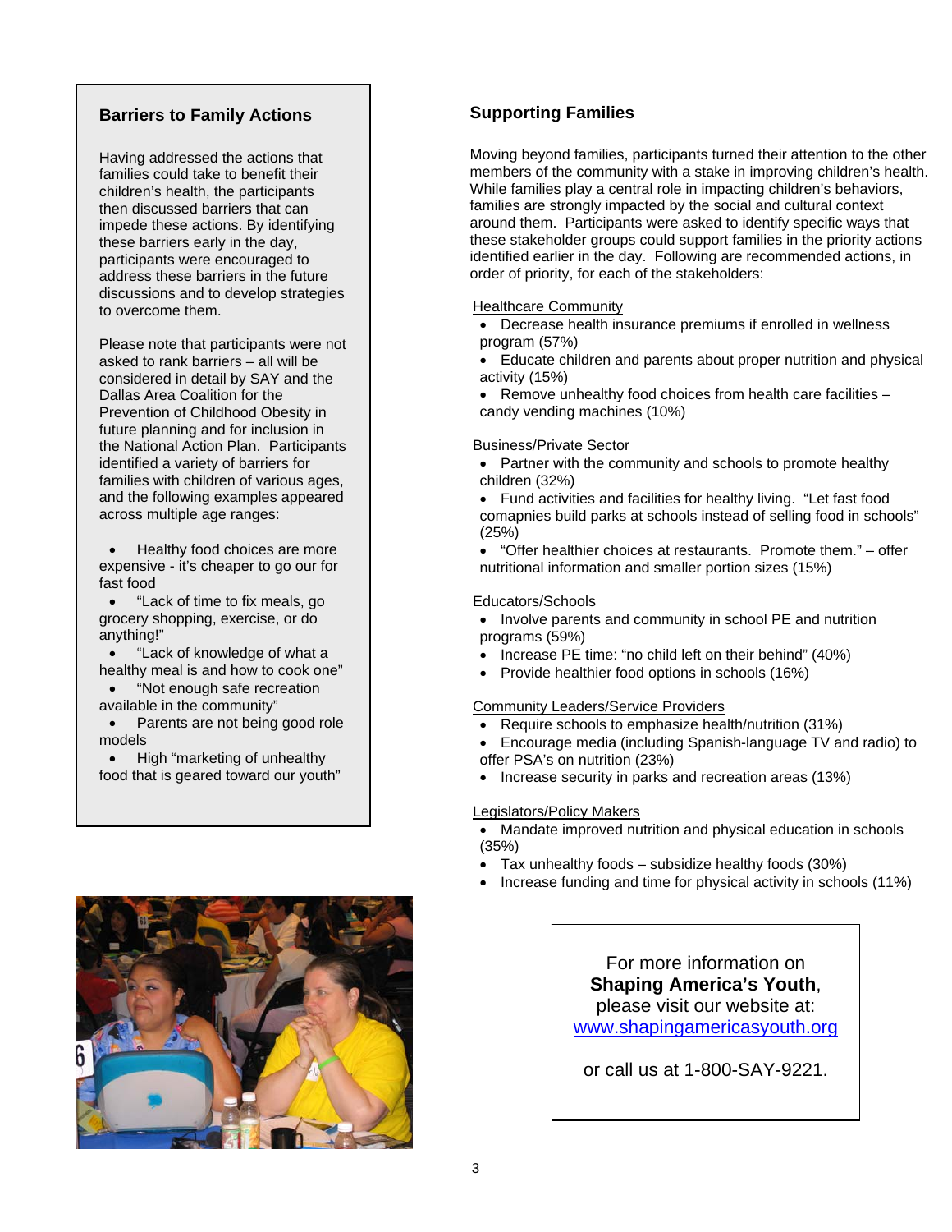## Barriers to Family Actions

Having addressed the actions that families could take to benefit their children's health, the participants then discussed barriers that can impede these actions. By identifying these barriers early in the day, participants were encouraged to address these barriers in the future discussions and to develop strategies to overcome them.

Please note that participants were not asked to rank barriers – all will be considered in detail by SAY and the Dallas Area Coalition for the Prevention of Childhood Obesity in future planning and for inclusion in the National Action Plan. Participants identified a variety of barriers for families with children of various ages, and the following examples appeared across multiple age ranges:

- Healthy food choices are more expensive - it's cheaper to go our for fast food
- "Lack of time to fix meals, go grocery shopping, exercise, or do anything!"
- "Lack of knowledge of what a healthy meal is and how to cook one"
- "Not enough safe recreation available in the community"
- Parents are not being good role models
- High "marketing of unhealthy food that is geared toward our youth"

## Supporting Families

Moving beyond families, participants turned their attention to the other members of the community with a stake in improving children's health. While families play a central role in impacting children's behaviors, families are strongly impacted by the social and cultural context around them. Participants were asked to identify specific ways that these stakeholder groups could support families in the priority actions identified earlier in the day. Following are recommended actions, in order of priority, for each of the stakeholders:

Healthcare Community

- Decrease health insurance premiums if enrolled in wellness program (57%)
- Educate children and parents about proper nutrition and physical activity (15%)
- Remove unhealthy food choices from health care facilities – candy vending machines (10%)

Business/Private Sector

- Partner with the community and schools to promote healthy children (32%)
- Fund activities and facilities for healthy living. "Let fast food comapnies build parks at schools instead of selling food in schools" (25%)
- "Offer healthier choices at restaurants. Promote them." – offer nutritional information and smaller portion sizes (15%)

Educators/Schools

- Involve parents and community in school PE and nutrition programs (59%)
- Increase PE time: "no child left on their behind" (40%)
- Provide healthier food options in schools (16%)

Community Leaders/Service Providers

- Require schools to emphasize health/nutrition (31%)
- Encourage media (including Spanish-language TV and radio) to offer PSA's on nutrition (23%)
- Increase security in parks and recreation areas (13%)

Legislators/Policy Makers

- Mandate improved nutrition and physical education in schools (35%)
- Tax unhealthy foods – subsidize healthy foods (30%)
- Increase funding and time for physical activity in schools (11%)

For more information on **Shaping America's Youth**, please visit our website at: www.shapingamericasyouth.org

or call us at 1-800-SAY-9221.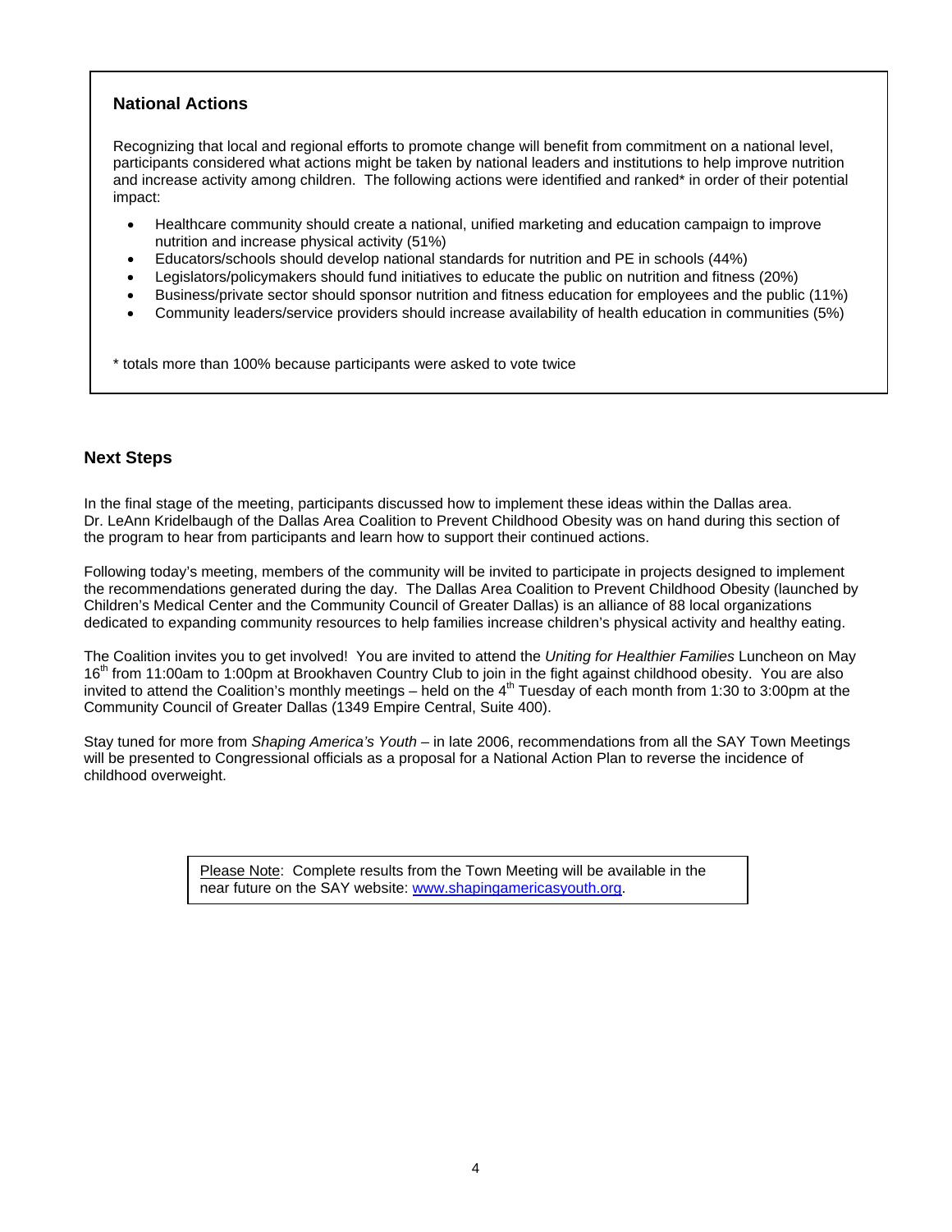## National Actions

Recognizing that local and regional efforts to promote change will benefit from commitment on a national level, participants considered what actions might be taken by national leaders and institutions to help improve nutrition and increase activity among children. The following actions were identified and ranked* in order of their potential impact:

- Healthcare community should create a national, unified marketing and education campaign to improve nutrition and increase physical activity (51%)
- Educators/schools should develop national standards for nutrition and PE in schools (44%)
- Legislators/policymakers should fund initiatives to educate the public on nutrition and fitness (20%)
- Business/private sector should sponsor nutrition and fitness education for employees and the public (11%)
- Community leaders/service providers should increase availability of health education in communities (5%)

* totals more than 100% because participants were asked to vote twice

## Next Steps

In the final stage of the meeting, participants discussed how to implement these ideas within the Dallas area. Dr. LeAnn Kridelbaugh of the Dallas Area Coalition to Prevent Childhood Obesity was on hand during this section of the program to hear from participants and learn how to support their continued actions.

Following today's meeting, members of the community will be invited to participate in projects designed to implement the recommendations generated during the day. The Dallas Area Coalition to Prevent Childhood Obesity (launched by Children's Medical Center and the Community Council of Greater Dallas) is an alliance of 88 local organizations dedicated to expanding community resources to help families increase children's physical activity and healthy eating.

The Coalition invites you to get involved! You are invited to attend the *Uniting for Healthier Families* Luncheon on May 16th from 11:00am to 1:00pm at Brookhaven Country Club to join in the fight against childhood obesity. You are also invited to attend the Coalition's monthly meetings – held on the 4th Tuesday of each month from 1:30 to 3:00pm at the Community Council of Greater Dallas (1349 Empire Central, Suite 400).

Stay tuned for more from *Shaping America's Youth* – in late 2006, recommendations from all the SAY Town Meetings will be presented to Congressional officials as a proposal for a National Action Plan to reverse the incidence of childhood overweight.

Please Note: Complete results from the Town Meeting will be available in the near future on the SAY website: [www.shapingamericasyouth.org](http://www.shapingamericasyouth.org).